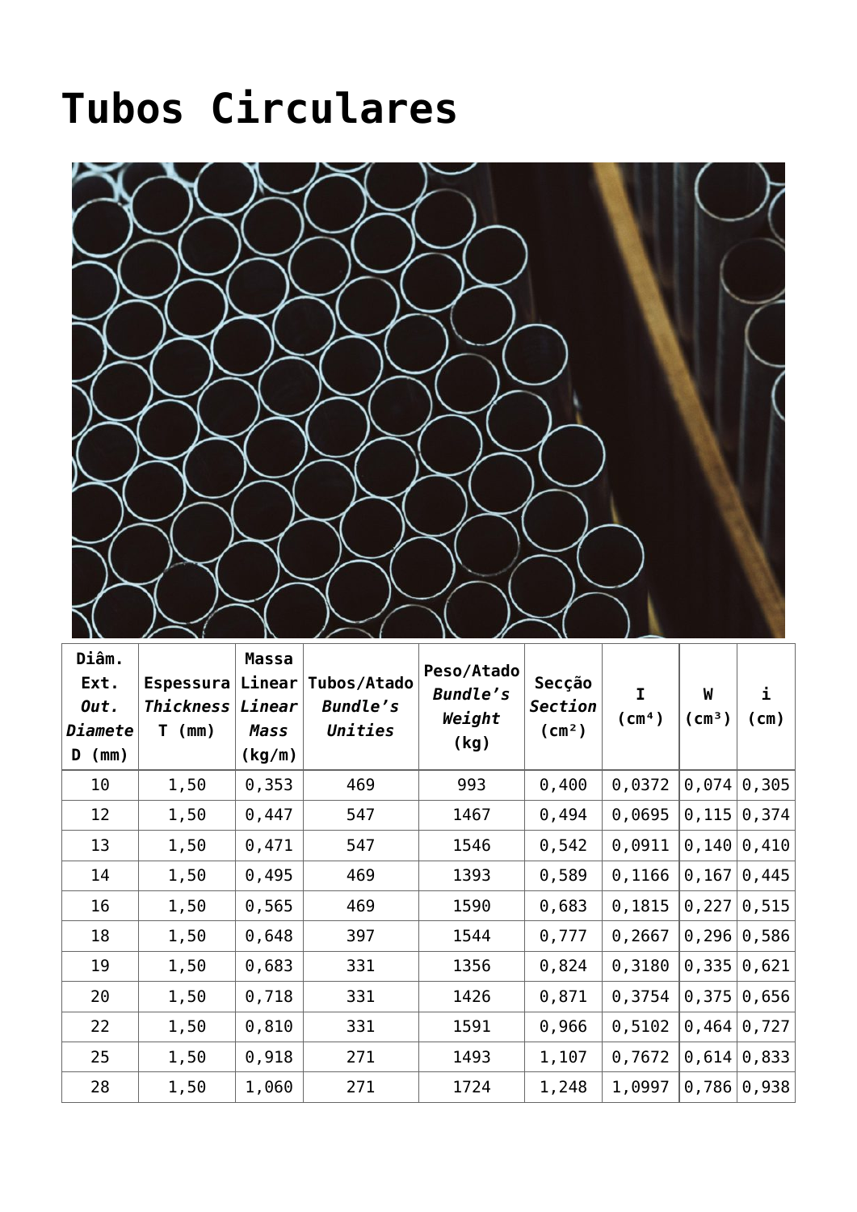# Tubos Circulares

| Diâm. Ext. *Out. Diameter* D (mm) | Espessura *Thickness* T (mm) | Massa Linear *Linear Mass* (kg/m) | Tubos/Atado *Bundle's Unities* | Peso/Atado *Bundle's Weight* (kg) | Secção *Section* (cm²) | I (cm⁴) | W (cm³) | i (cm) |
|---|---|---|---|---|---|---|---|---|
| 10 | 1,50 | 0,353 | 469 | 993 | 0,400 | 0,0372 | 0,074 | 0,305 |
| 12 | 1,50 | 0,447 | 547 | 1467 | 0,494 | 0,0695 | 0,115 | 0,374 |
| 13 | 1,50 | 0,471 | 547 | 1546 | 0,542 | 0,0911 | 0,140 | 0,410 |
| 14 | 1,50 | 0,495 | 469 | 1393 | 0,589 | 0,1166 | 0,167 | 0,445 |
| 16 | 1,50 | 0,565 | 469 | 1590 | 0,683 | 0,1815 | 0,227 | 0,515 |
| 18 | 1,50 | 0,648 | 397 | 1544 | 0,777 | 0,2667 | 0,296 | 0,586 |
| 19 | 1,50 | 0,683 | 331 | 1356 | 0,824 | 0,3180 | 0,335 | 0,621 |
| 20 | 1,50 | 0,718 | 331 | 1426 | 0,871 | 0,3754 | 0,375 | 0,656 |
| 22 | 1,50 | 0,810 | 331 | 1591 | 0,966 | 0,5102 | 0,464 | 0,727 |
| 25 | 1,50 | 0,918 | 271 | 1493 | 1,107 | 0,7672 | 0,614 | 0,833 |
| 28 | 1,50 | 1,060 | 271 | 1724 | 1,248 | 1,0997 | 0,786 | 0,938 |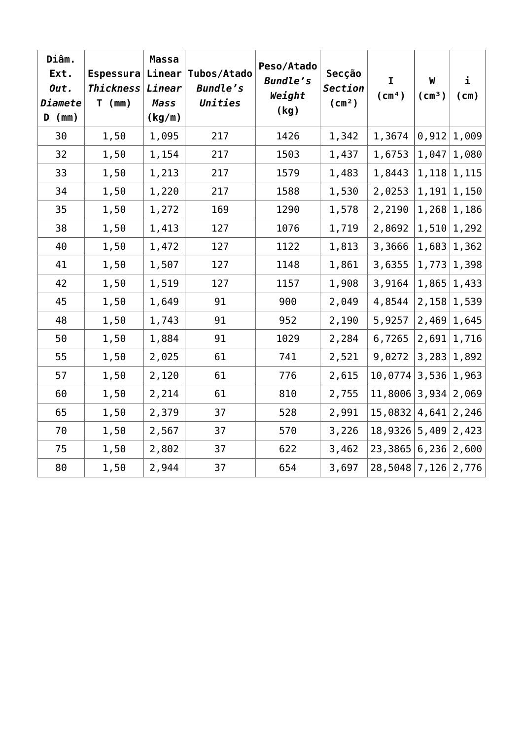| Diâm. Ext. *Out. Diamete* D (mm) | Espessura *Thickness* T (mm) | Massa Linear *Linear Mass* (kg/m) | Tubos/Atado *Bundle's Unities* | Peso/Atado *Bundle's Weight* (kg) | Secção *Section* ($cm^2$) | I ($cm^4$) | W ($cm^3$) | i (cm) |
|---|---|---|---|---|---|---|---|---|
| 30 | 1,50 | 1,095 | 217 | 1426 | 1,342 | 1,3674 | 0,912 | 1,009 |
| 32 | 1,50 | 1,154 | 217 | 1503 | 1,437 | 1,6753 | 1,047 | 1,080 |
| 33 | 1,50 | 1,213 | 217 | 1579 | 1,483 | 1,8443 | 1,118 | 1,115 |
| 34 | 1,50 | 1,220 | 217 | 1588 | 1,530 | 2,0253 | 1,191 | 1,150 |
| 35 | 1,50 | 1,272 | 169 | 1290 | 1,578 | 2,2190 | 1,268 | 1,186 |
| 38 | 1,50 | 1,413 | 127 | 1076 | 1,719 | 2,8692 | 1,510 | 1,292 |
| 40 | 1,50 | 1,472 | 127 | 1122 | 1,813 | 3,3666 | 1,683 | 1,362 |
| 41 | 1,50 | 1,507 | 127 | 1148 | 1,861 | 3,6355 | 1,773 | 1,398 |
| 42 | 1,50 | 1,519 | 127 | 1157 | 1,908 | 3,9164 | 1,865 | 1,433 |
| 45 | 1,50 | 1,649 | 91 | 900 | 2,049 | 4,8544 | 2,158 | 1,539 |
| 48 | 1,50 | 1,743 | 91 | 952 | 2,190 | 5,9257 | 2,469 | 1,645 |
| 50 | 1,50 | 1,884 | 91 | 1029 | 2,284 | 6,7265 | 2,691 | 1,716 |
| 55 | 1,50 | 2,025 | 61 | 741 | 2,521 | 9,0272 | 3,283 | 1,892 |
| 57 | 1,50 | 2,120 | 61 | 776 | 2,615 | 10,0774 | 3,536 | 1,963 |
| 60 | 1,50 | 2,214 | 61 | 810 | 2,755 | 11,8006 | 3,934 | 2,069 |
| 65 | 1,50 | 2,379 | 37 | 528 | 2,991 | 15,0832 | 4,641 | 2,246 |
| 70 | 1,50 | 2,567 | 37 | 570 | 3,226 | 18,9326 | 5,409 | 2,423 |
| 75 | 1,50 | 2,802 | 37 | 622 | 3,462 | 23,3865 | 6,236 | 2,600 |
| 80 | 1,50 | 2,944 | 37 | 654 | 3,697 | 28,5048 | 7,126 | 2,776 |